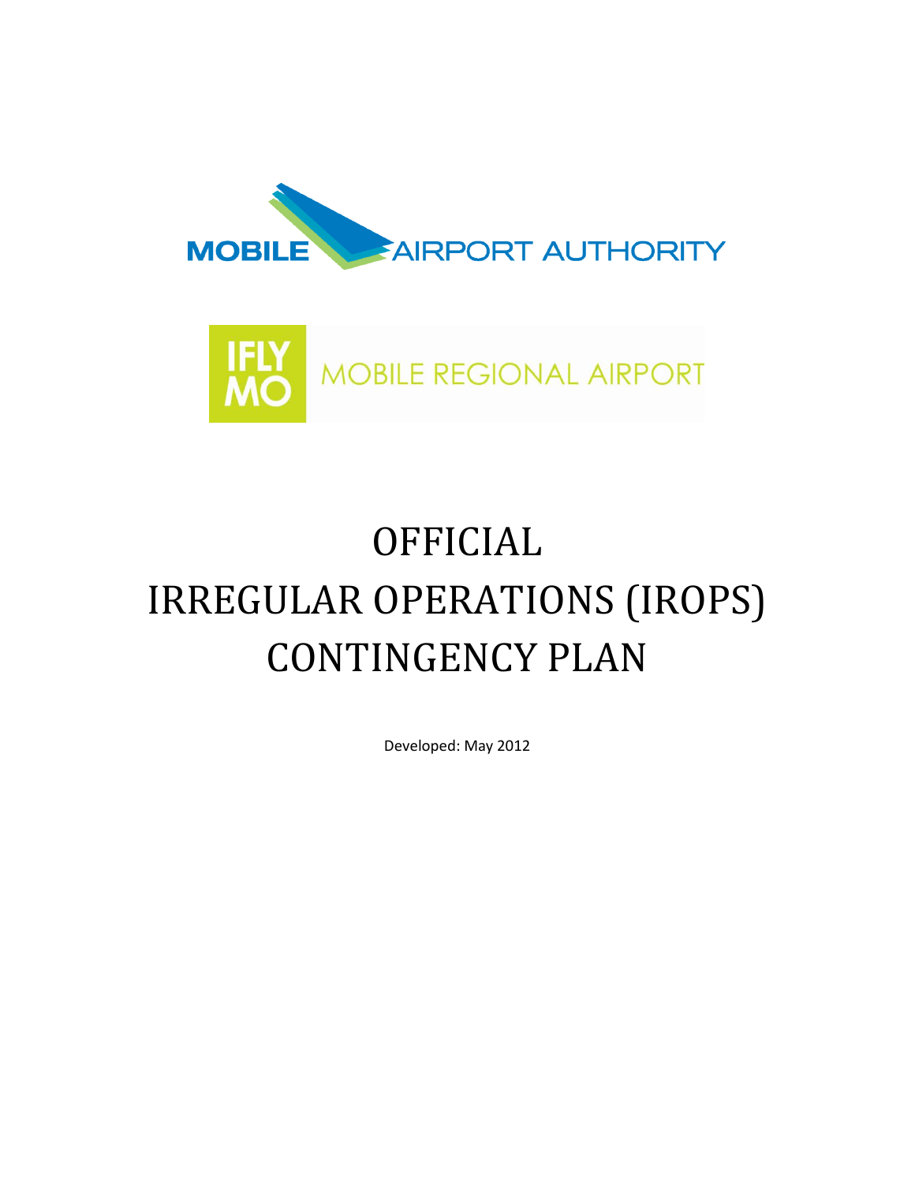MOBILE AIRPORT AUTHORITY

IFLY MO MOBILE REGIONAL AIRPORT

# OFFICIAL IRREGULAR OPERATIONS (IROPS) CONTINGENCY PLAN

Developed: May 2012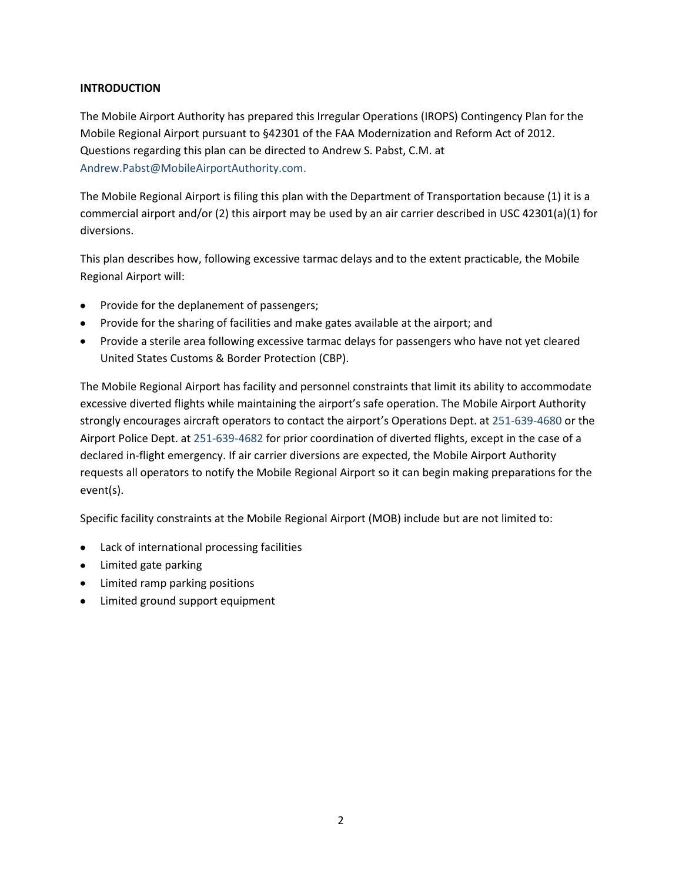**INTRODUCTION**

The Mobile Airport Authority has prepared this Irregular Operations (IROPS) Contingency Plan for the Mobile Regional Airport pursuant to §42301 of the FAA Modernization and Reform Act of 2012. Questions regarding this plan can be directed to Andrew S. Pabst, C.M. at Andrew.Pabst@MobileAirportAuthority.com.

The Mobile Regional Airport is filing this plan with the Department of Transportation because (1) it is a commercial airport and/or (2) this airport may be used by an air carrier described in USC 42301(a)(1) for diversions.

This plan describes how, following excessive tarmac delays and to the extent practicable, the Mobile Regional Airport will:

- Provide for the deplanement of passengers;
- Provide for the sharing of facilities and make gates available at the airport; and
- Provide a sterile area following excessive tarmac delays for passengers who have not yet cleared United States Customs & Border Protection (CBP).

The Mobile Regional Airport has facility and personnel constraints that limit its ability to accommodate excessive diverted flights while maintaining the airport's safe operation. The Mobile Airport Authority strongly encourages aircraft operators to contact the airport's Operations Dept. at 251-639-4680 or the Airport Police Dept. at 251-639-4682 for prior coordination of diverted flights, except in the case of a declared in-flight emergency. If air carrier diversions are expected, the Mobile Airport Authority requests all operators to notify the Mobile Regional Airport so it can begin making preparations for the event(s).

Specific facility constraints at the Mobile Regional Airport (MOB) include but are not limited to:

- Lack of international processing facilities
- Limited gate parking
- Limited ramp parking positions
- Limited ground support equipment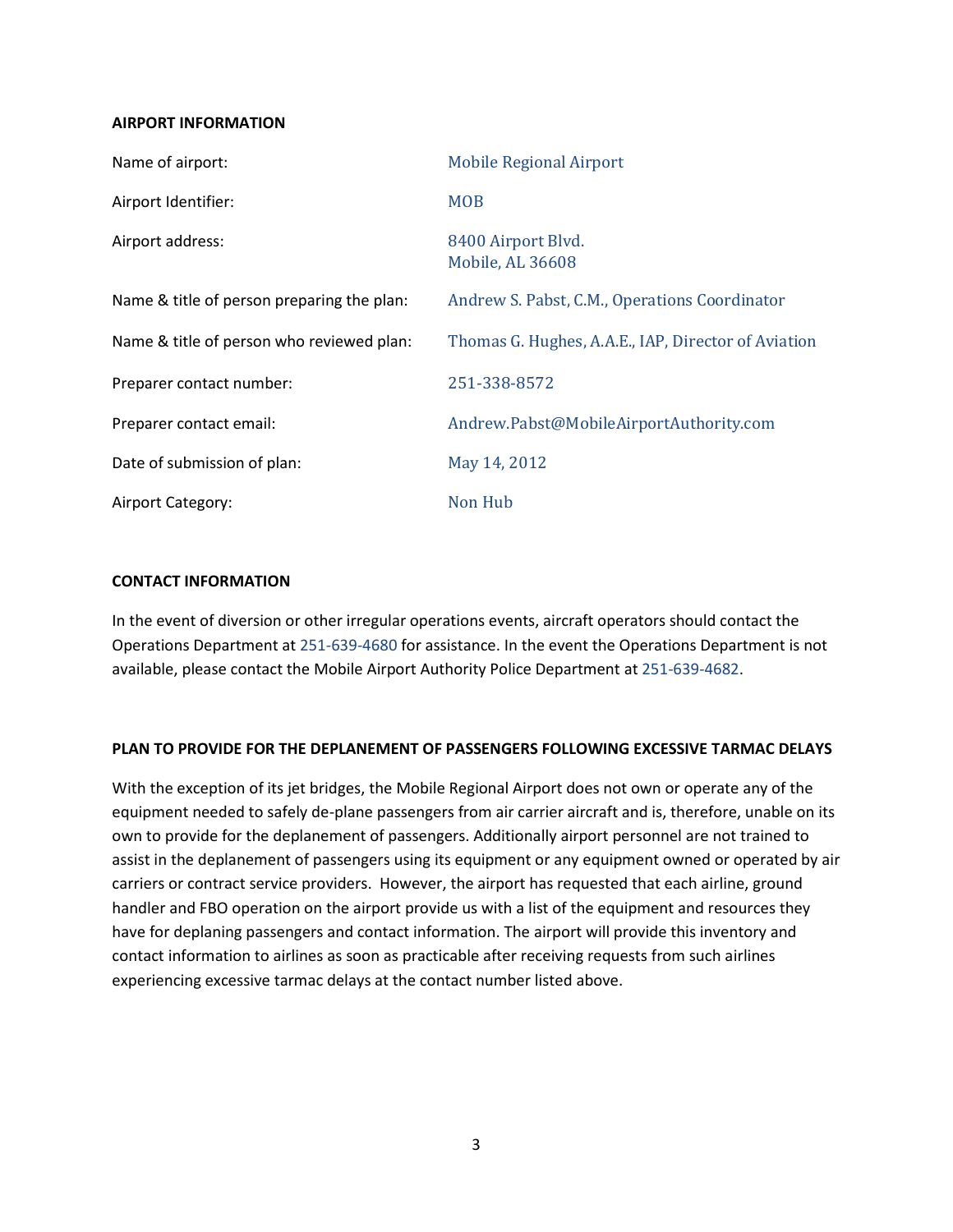## AIRPORT INFORMATION

| | |
|---|---|
| Name of airport: | Mobile Regional Airport |
| Airport Identifier: | MOB |
| Airport address: | 8400 Airport Blvd.<br>Mobile, AL 36608 |
| Name & title of person preparing the plan: | Andrew S. Pabst, C.M., Operations Coordinator |
| Name & title of person who reviewed plan: | Thomas G. Hughes, A.A.E., IAP, Director of Aviation |
| Preparer contact number: | 251-338-8572 |
| Preparer contact email: | Andrew.Pabst@MobileAirportAuthority.com |
| Date of submission of plan: | May 14, 2012 |
| Airport Category: | Non Hub |

## CONTACT INFORMATION

In the event of diversion or other irregular operations events, aircraft operators should contact the Operations Department at 251-639-4680 for assistance. In the event the Operations Department is not available, please contact the Mobile Airport Authority Police Department at 251-639-4682.

## PLAN TO PROVIDE FOR THE DEPLANEMENT OF PASSENGERS FOLLOWING EXCESSIVE TARMAC DELAYS

With the exception of its jet bridges, the Mobile Regional Airport does not own or operate any of the equipment needed to safely de-plane passengers from air carrier aircraft and is, therefore, unable on its own to provide for the deplanement of passengers. Additionally airport personnel are not trained to assist in the deplanement of passengers using its equipment or any equipment owned or operated by air carriers or contract service providers. However, the airport has requested that each airline, ground handler and FBO operation on the airport provide us with a list of the equipment and resources they have for deplaning passengers and contact information. The airport will provide this inventory and contact information to airlines as soon as practicable after receiving requests from such airlines experiencing excessive tarmac delays at the contact number listed above.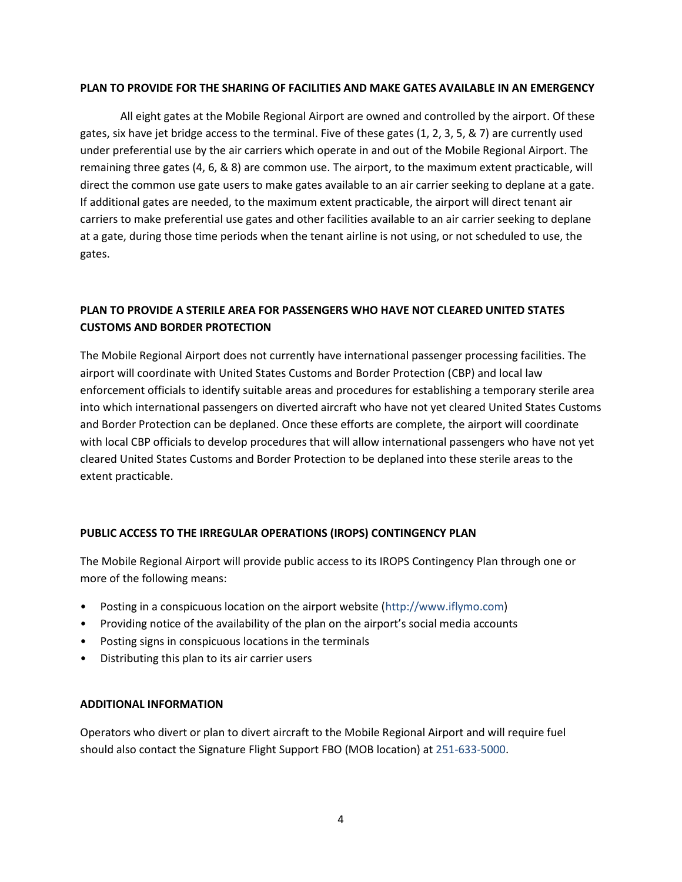**PLAN TO PROVIDE FOR THE SHARING OF FACILITIES AND MAKE GATES AVAILABLE IN AN EMERGENCY**

All eight gates at the Mobile Regional Airport are owned and controlled by the airport. Of these gates, six have jet bridge access to the terminal. Five of these gates (1, 2, 3, 5, & 7) are currently used under preferential use by the air carriers which operate in and out of the Mobile Regional Airport. The remaining three gates (4, 6, & 8) are common use. The airport, to the maximum extent practicable, will direct the common use gate users to make gates available to an air carrier seeking to deplane at a gate. If additional gates are needed, to the maximum extent practicable, the airport will direct tenant air carriers to make preferential use gates and other facilities available to an air carrier seeking to deplane at a gate, during those time periods when the tenant airline is not using, or not scheduled to use, the gates.

**PLAN TO PROVIDE A STERILE AREA FOR PASSENGERS WHO HAVE NOT CLEARED UNITED STATES CUSTOMS AND BORDER PROTECTION**

The Mobile Regional Airport does not currently have international passenger processing facilities. The airport will coordinate with United States Customs and Border Protection (CBP) and local law enforcement officials to identify suitable areas and procedures for establishing a temporary sterile area into which international passengers on diverted aircraft who have not yet cleared United States Customs and Border Protection can be deplaned. Once these efforts are complete, the airport will coordinate with local CBP officials to develop procedures that will allow international passengers who have not yet cleared United States Customs and Border Protection to be deplaned into these sterile areas to the extent practicable.

**PUBLIC ACCESS TO THE IRREGULAR OPERATIONS (IROPS) CONTINGENCY PLAN**

The Mobile Regional Airport will provide public access to its IROPS Contingency Plan through one or more of the following means:

- Posting in a conspicuous location on the airport website (http://www.iflymo.com)
- Providing notice of the availability of the plan on the airport's social media accounts
- Posting signs in conspicuous locations in the terminals
- Distributing this plan to its air carrier users

**ADDITIONAL INFORMATION**

Operators who divert or plan to divert aircraft to the Mobile Regional Airport and will require fuel should also contact the Signature Flight Support FBO (MOB location) at 251-633-5000.